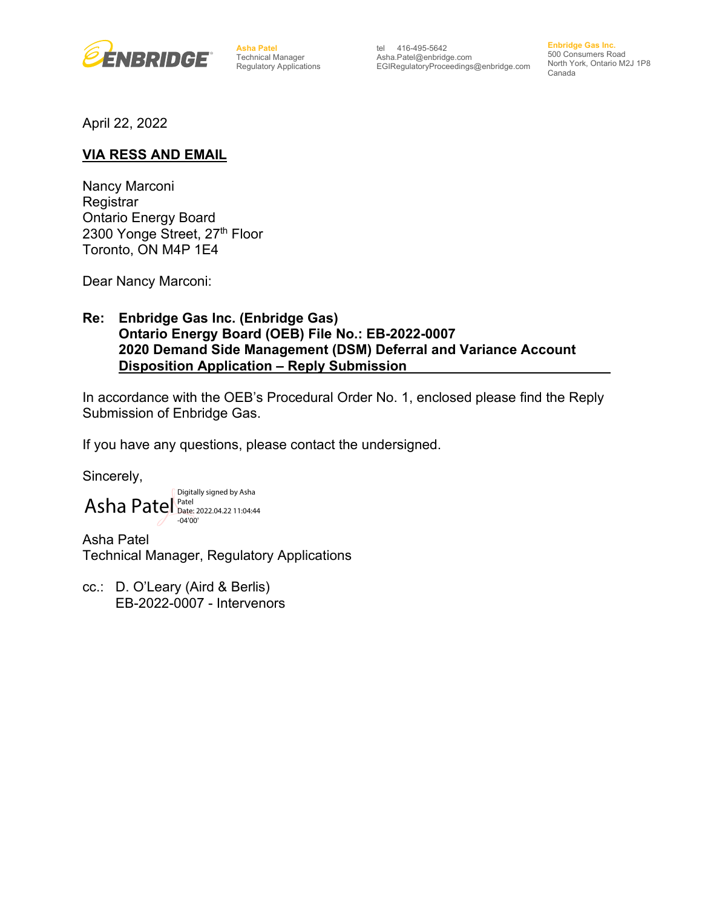ENBRIDGE

**Asha Patel**
Technical Manager
Regulatory Applications

tel 416-495-5642
Asha.Patel@enbridge.com
EGIRegulatoryProceedings@enbridge.com

**Enbridge Gas Inc.**
500 Consumers Road
North York, Ontario M2J 1P8
Canada

April 22, 2022

**VIA RESS AND EMAIL**

Nancy Marconi
Registrar
Ontario Energy Board
2300 Yonge Street, 27th Floor
Toronto, ON M4P 1E4

Dear Nancy Marconi:

**Re: Enbridge Gas Inc. (Enbridge Gas)**
**Ontario Energy Board (OEB) File No.: EB-2022-0007**
**2020 Demand Side Management (DSM) Deferral and Variance Account Disposition Application – Reply Submission**

In accordance with the OEB's Procedural Order No. 1, enclosed please find the Reply Submission of Enbridge Gas.

If you have any questions, please contact the undersigned.

Sincerely,

Asha Patel
Digitally signed by Asha Patel
Date: 2022.04.22 11:04:44 -04'00'

Asha Patel
Technical Manager, Regulatory Applications

cc.: D. O'Leary (Aird & Berlis)
EB-2022-0007 - Intervenors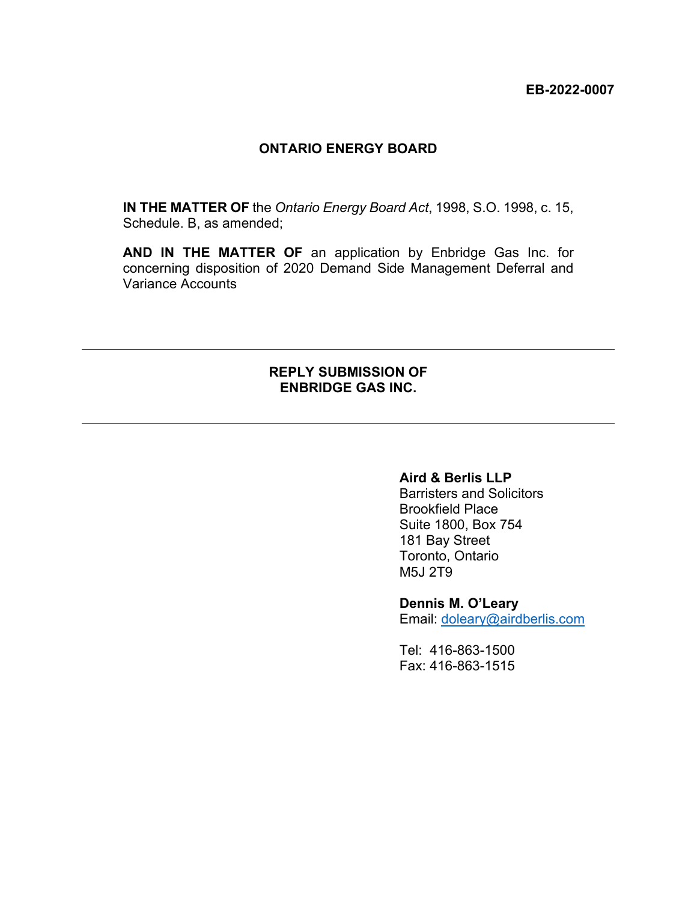**EB-2022-0007**

**ONTARIO ENERGY BOARD**

**IN THE MATTER OF** the *Ontario Energy Board Act*, 1998, S.O. 1998, c. 15, Schedule. B, as amended;

**AND IN THE MATTER OF** an application by Enbridge Gas Inc. for concerning disposition of 2020 Demand Side Management Deferral and Variance Accounts

---

**REPLY SUBMISSION OF ENBRIDGE GAS INC.**

---

**Aird & Berlis LLP**
Barristers and Solicitors
Brookfield Place
Suite 1800, Box 754
181 Bay Street
Toronto, Ontario
M5J 2T9

**Dennis M. O'Leary**
Email: doleary@airdberlis.com

Tel: 416-863-1500
Fax: 416-863-1515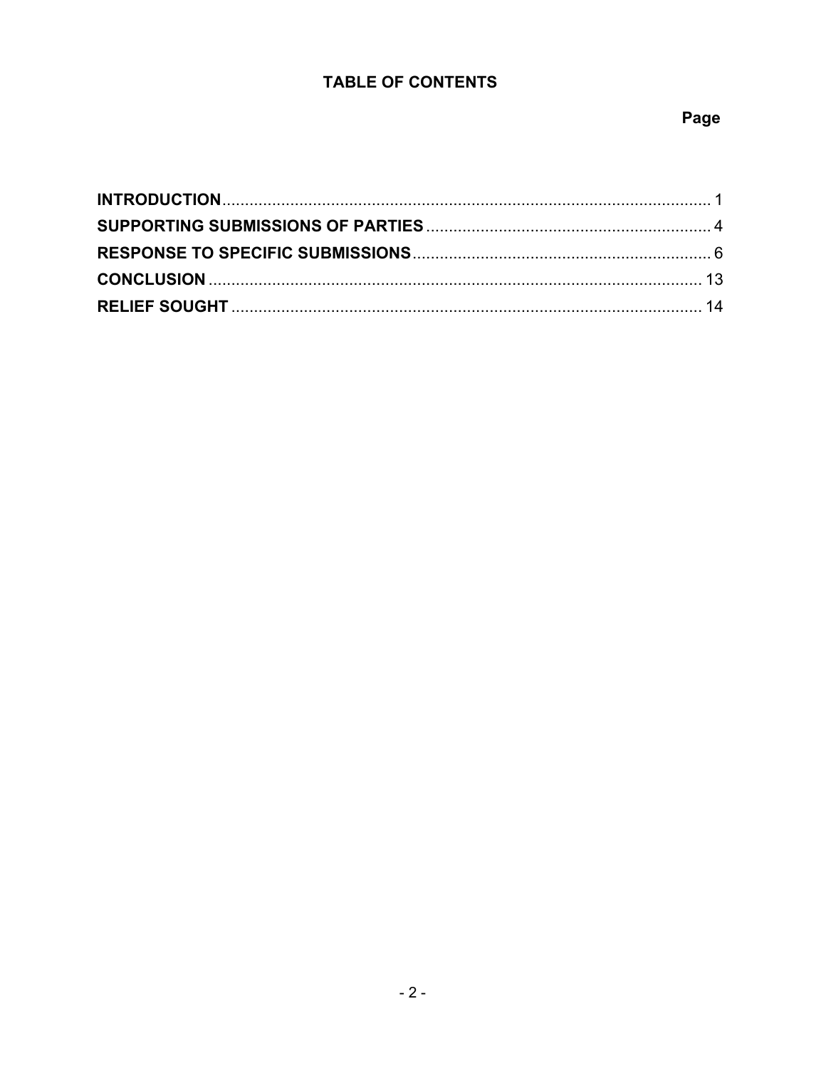# TABLE OF CONTENTS

| | Page |
|---|---|
| **INTRODUCTION** | 1 |
| **SUPPORTING SUBMISSIONS OF PARTIES** | 4 |
| **RESPONSE TO SPECIFIC SUBMISSIONS** | 6 |
| **CONCLUSION** | 13 |
| **RELIEF SOUGHT** | 14 |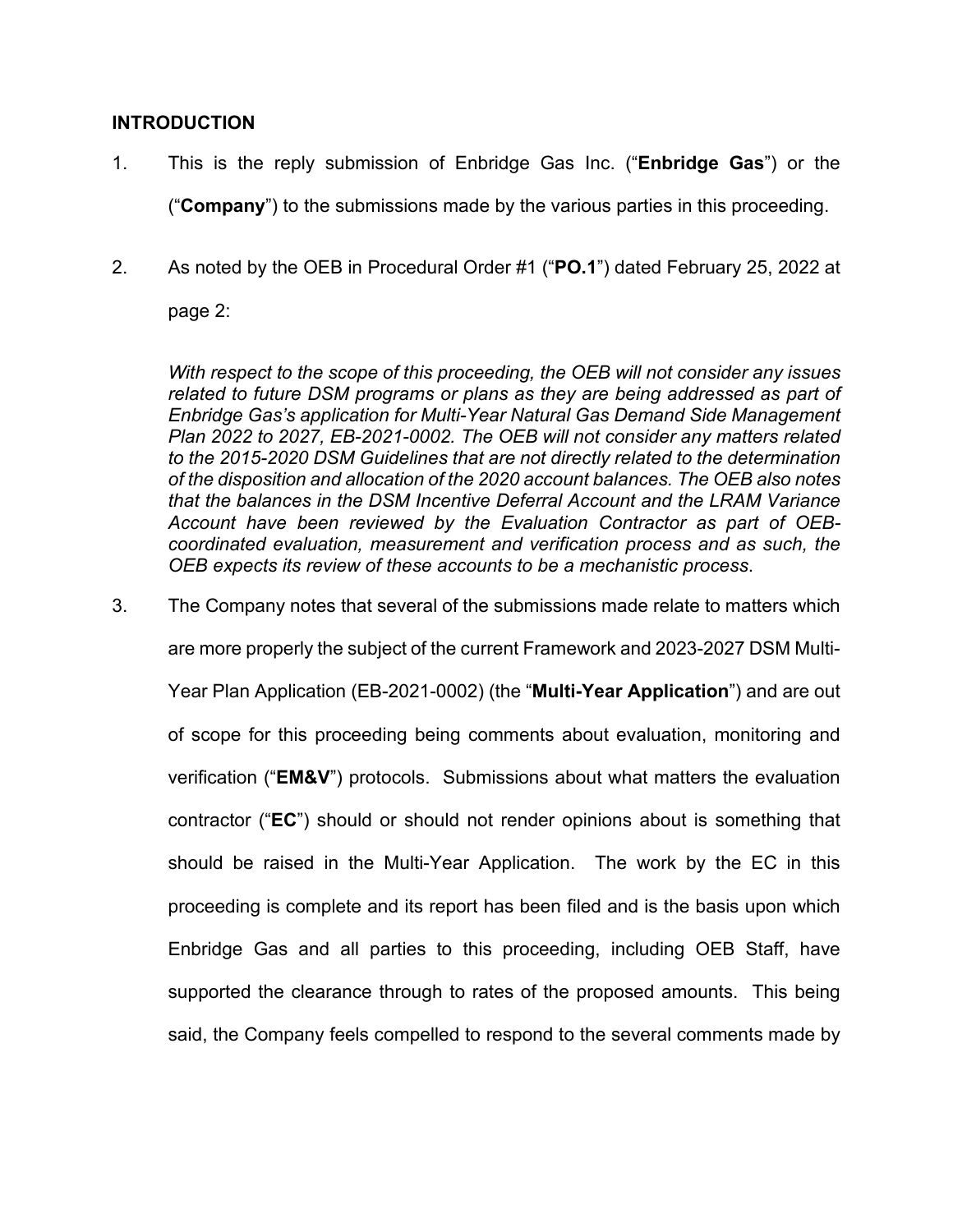## INTRODUCTION

1. This is the reply submission of Enbridge Gas Inc. ("**Enbridge Gas**") or the ("**Company**") to the submissions made by the various parties in this proceeding.

2. As noted by the OEB in Procedural Order #1 ("**PO.1**") dated February 25, 2022 at page 2:

   *With respect to the scope of this proceeding, the OEB will not consider any issues related to future DSM programs or plans as they are being addressed as part of Enbridge Gas's application for Multi-Year Natural Gas Demand Side Management Plan 2022 to 2027, EB-2021-0002. The OEB will not consider any matters related to the 2015-2020 DSM Guidelines that are not directly related to the determination of the disposition and allocation of the 2020 account balances. The OEB also notes that the balances in the DSM Incentive Deferral Account and the LRAM Variance Account have been reviewed by the Evaluation Contractor as part of OEB-coordinated evaluation, measurement and verification process and as such, the OEB expects its review of these accounts to be a mechanistic process*.

3. The Company notes that several of the submissions made relate to matters which are more properly the subject of the current Framework and 2023-2027 DSM Multi-Year Plan Application (EB-2021-0002) (the "**Multi-Year Application**") and are out of scope for this proceeding being comments about evaluation, monitoring and verification ("**EM&V**") protocols. Submissions about what matters the evaluation contractor ("**EC**") should or should not render opinions about is something that should be raised in the Multi-Year Application. The work by the EC in this proceeding is complete and its report has been filed and is the basis upon which Enbridge Gas and all parties to this proceeding, including OEB Staff, have supported the clearance through to rates of the proposed amounts. This being said, the Company feels compelled to respond to the several comments made by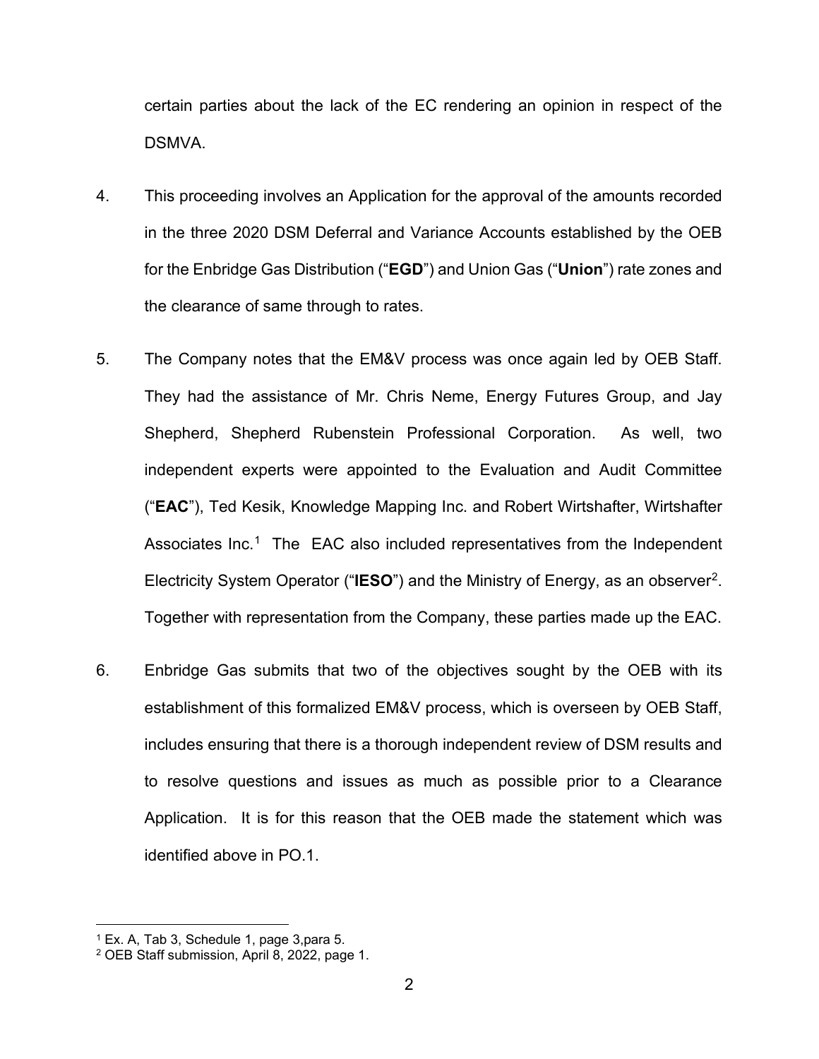certain parties about the lack of the EC rendering an opinion in respect of the DSMVA.

4. This proceeding involves an Application for the approval of the amounts recorded in the three 2020 DSM Deferral and Variance Accounts established by the OEB for the Enbridge Gas Distribution ("**EGD**") and Union Gas ("**Union**") rate zones and the clearance of same through to rates.

5. The Company notes that the EM&V process was once again led by OEB Staff. They had the assistance of Mr. Chris Neme, Energy Futures Group, and Jay Shepherd, Shepherd Rubenstein Professional Corporation. As well, two independent experts were appointed to the Evaluation and Audit Committee ("**EAC**"), Ted Kesik, Knowledge Mapping Inc. and Robert Wirtshafter, Wirtshafter Associates Inc.[1] The EAC also included representatives from the Independent Electricity System Operator ("**IESO**") and the Ministry of Energy, as an observer[2]. Together with representation from the Company, these parties made up the EAC.

6. Enbridge Gas submits that two of the objectives sought by the OEB with its establishment of this formalized EM&V process, which is overseen by OEB Staff, includes ensuring that there is a thorough independent review of DSM results and to resolve questions and issues as much as possible prior to a Clearance Application. It is for this reason that the OEB made the statement which was identified above in PO.1.

---

[1] Ex. A, Tab 3, Schedule 1, page 3,para 5.

[2] OEB Staff submission, April 8, 2022, page 1.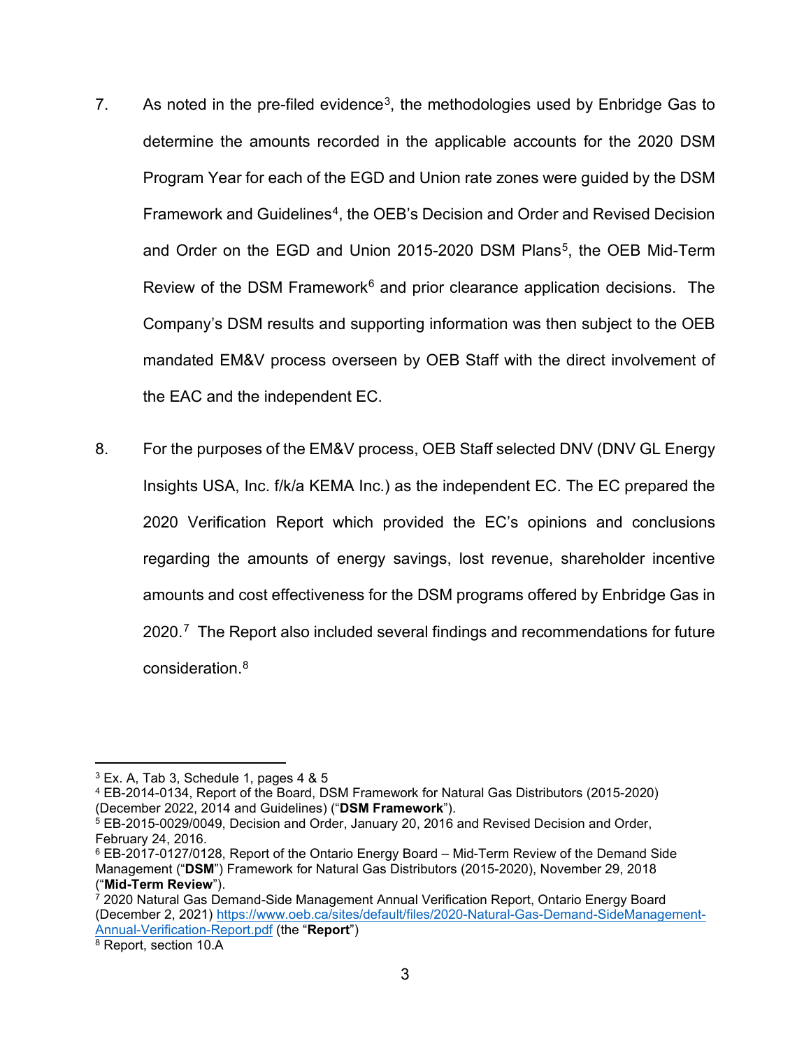7. As noted in the pre-filed evidence[3], the methodologies used by Enbridge Gas to determine the amounts recorded in the applicable accounts for the 2020 DSM Program Year for each of the EGD and Union rate zones were guided by the DSM Framework and Guidelines[4], the OEB's Decision and Order and Revised Decision and Order on the EGD and Union 2015-2020 DSM Plans[5], the OEB Mid-Term Review of the DSM Framework[6] and prior clearance application decisions. The Company's DSM results and supporting information was then subject to the OEB mandated EM&V process overseen by OEB Staff with the direct involvement of the EAC and the independent EC.

8. For the purposes of the EM&V process, OEB Staff selected DNV (DNV GL Energy Insights USA, Inc. f/k/a KEMA Inc.) as the independent EC. The EC prepared the 2020 Verification Report which provided the EC's opinions and conclusions regarding the amounts of energy savings, lost revenue, shareholder incentive amounts and cost effectiveness for the DSM programs offered by Enbridge Gas in 2020.[7] The Report also included several findings and recommendations for future consideration.[8]

---

[3] Ex. A, Tab 3, Schedule 1, pages 4 & 5

[4] EB-2014-0134, Report of the Board, DSM Framework for Natural Gas Distributors (2015-2020) (December 2022, 2014 and Guidelines) ("**DSM Framework**").

[5] EB-2015-0029/0049, Decision and Order, January 20, 2016 and Revised Decision and Order, February 24, 2016.

[6] EB-2017-0127/0128, Report of the Ontario Energy Board – Mid-Term Review of the Demand Side Management ("**DSM**") Framework for Natural Gas Distributors (2015-2020), November 29, 2018 ("**Mid-Term Review**").

[7] 2020 Natural Gas Demand-Side Management Annual Verification Report, Ontario Energy Board (December 2, 2021) [https://www.oeb.ca/sites/default/files/2020-Natural-Gas-Demand-SideManagement-Annual-Verification-Report.pdf](https://www.oeb.ca/sites/default/files/2020-Natural-Gas-Demand-SideManagement-Annual-Verification-Report.pdf) (the "**Report**")

[8] Report, section 10.A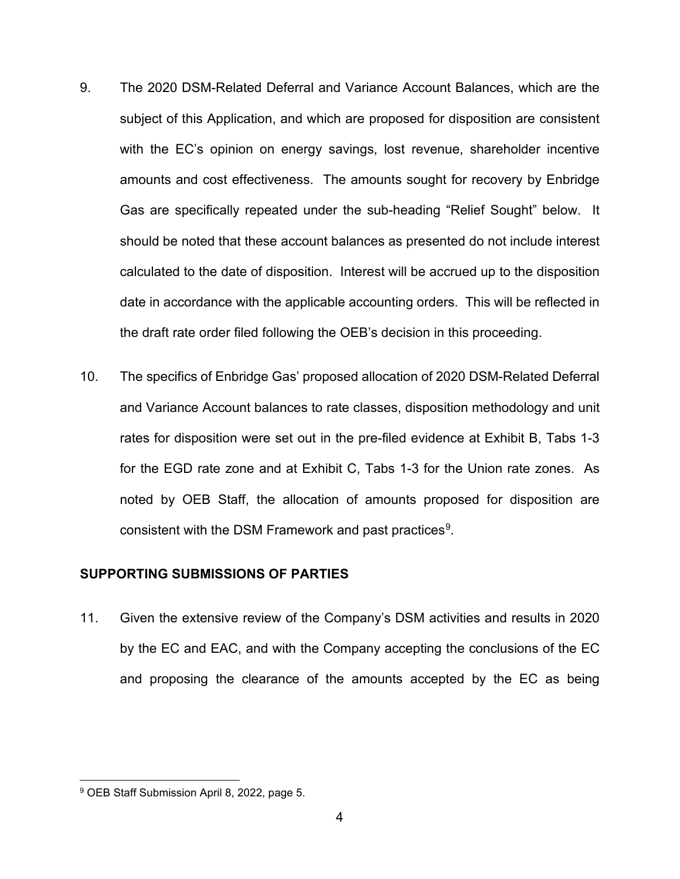9. The 2020 DSM-Related Deferral and Variance Account Balances, which are the subject of this Application, and which are proposed for disposition are consistent with the EC's opinion on energy savings, lost revenue, shareholder incentive amounts and cost effectiveness. The amounts sought for recovery by Enbridge Gas are specifically repeated under the sub-heading "Relief Sought" below. It should be noted that these account balances as presented do not include interest calculated to the date of disposition. Interest will be accrued up to the disposition date in accordance with the applicable accounting orders. This will be reflected in the draft rate order filed following the OEB's decision in this proceeding.

10. The specifics of Enbridge Gas' proposed allocation of 2020 DSM-Related Deferral and Variance Account balances to rate classes, disposition methodology and unit rates for disposition were set out in the pre-filed evidence at Exhibit B, Tabs 1-3 for the EGD rate zone and at Exhibit C, Tabs 1-3 for the Union rate zones. As noted by OEB Staff, the allocation of amounts proposed for disposition are consistent with the DSM Framework and past practices[9].

## SUPPORTING SUBMISSIONS OF PARTIES

11. Given the extensive review of the Company's DSM activities and results in 2020 by the EC and EAC, and with the Company accepting the conclusions of the EC and proposing the clearance of the amounts accepted by the EC as being

[9] OEB Staff Submission April 8, 2022, page 5.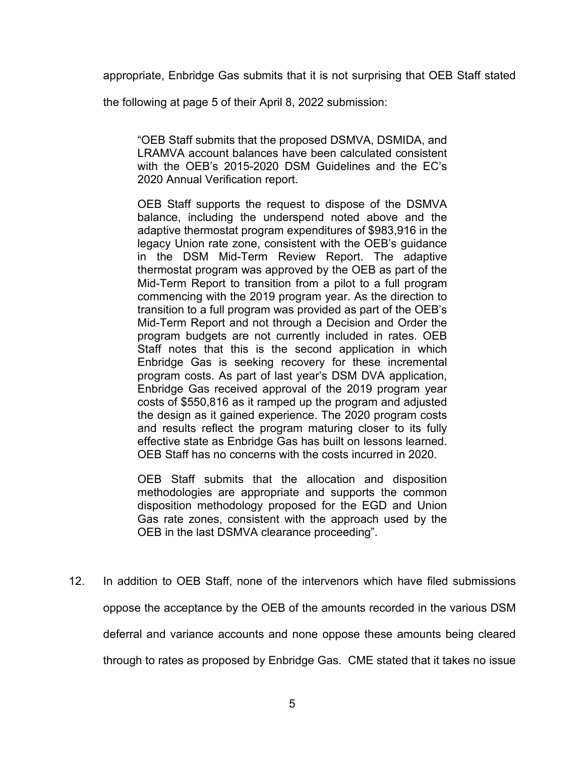appropriate, Enbridge Gas submits that it is not surprising that OEB Staff stated the following at page 5 of their April 8, 2022 submission:

> "OEB Staff submits that the proposed DSMVA, DSMIDA, and LRAMVA account balances have been calculated consistent with the OEB's 2015-2020 DSM Guidelines and the EC's 2020 Annual Verification report.
>
> OEB Staff supports the request to dispose of the DSMVA balance, including the underspend noted above and the adaptive thermostat program expenditures of $983,916 in the legacy Union rate zone, consistent with the OEB's guidance in the DSM Mid-Term Review Report. The adaptive thermostat program was approved by the OEB as part of the Mid-Term Report to transition from a pilot to a full program commencing with the 2019 program year. As the direction to transition to a full program was provided as part of the OEB's Mid-Term Report and not through a Decision and Order the program budgets are not currently included in rates. OEB Staff notes that this is the second application in which Enbridge Gas is seeking recovery for these incremental program costs. As part of last year's DSM DVA application, Enbridge Gas received approval of the 2019 program year costs of $550,816 as it ramped up the program and adjusted the design as it gained experience. The 2020 program costs and results reflect the program maturing closer to its fully effective state as Enbridge Gas has built on lessons learned. OEB Staff has no concerns with the costs incurred in 2020.
>
> OEB Staff submits that the allocation and disposition methodologies are appropriate and supports the common disposition methodology proposed for the EGD and Union Gas rate zones, consistent with the approach used by the OEB in the last DSMVA clearance proceeding".

12. In addition to OEB Staff, none of the intervenors which have filed submissions oppose the acceptance by the OEB of the amounts recorded in the various DSM deferral and variance accounts and none oppose these amounts being cleared through to rates as proposed by Enbridge Gas. CME stated that it takes no issue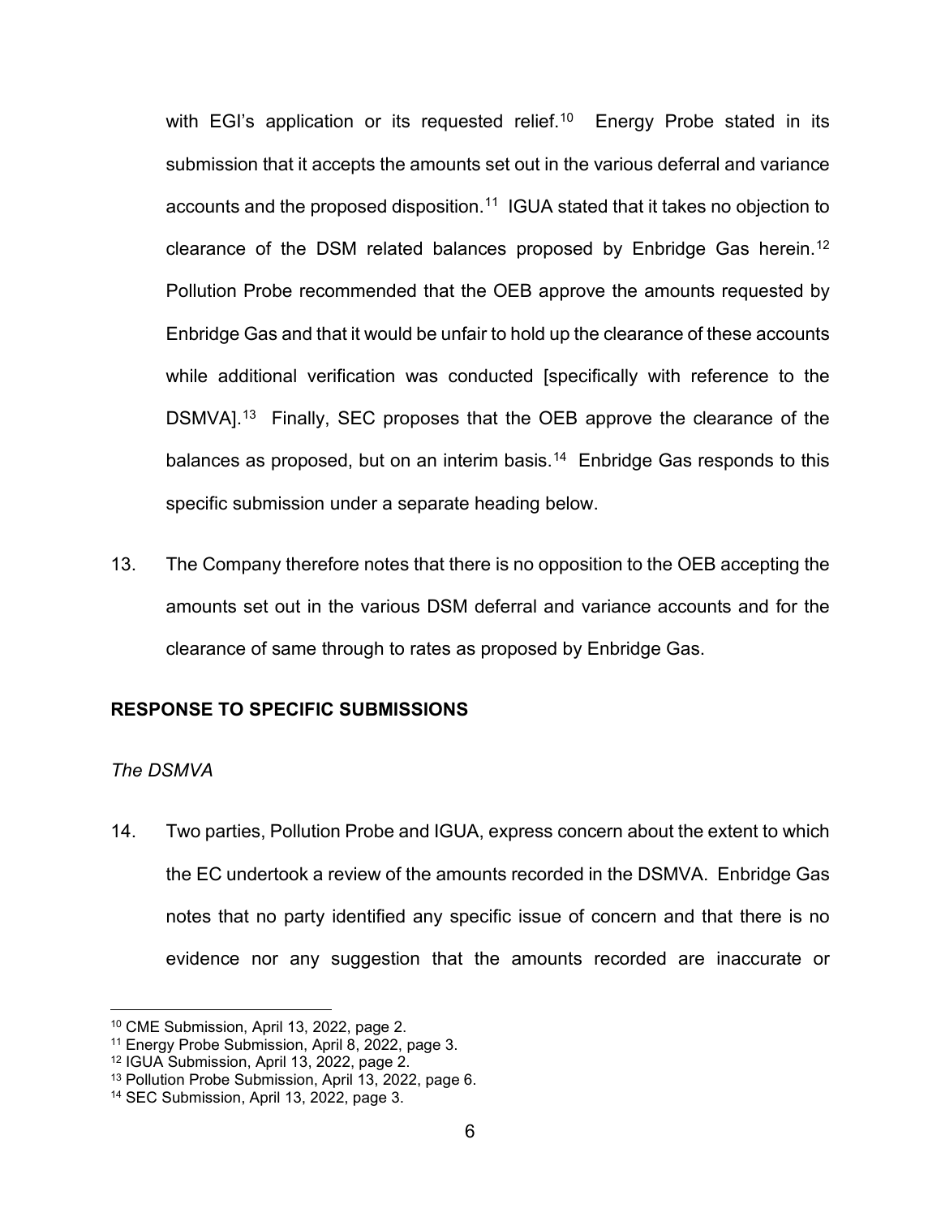with EGI's application or its requested relief.[10] Energy Probe stated in its submission that it accepts the amounts set out in the various deferral and variance accounts and the proposed disposition.[11] IGUA stated that it takes no objection to clearance of the DSM related balances proposed by Enbridge Gas herein.[12] Pollution Probe recommended that the OEB approve the amounts requested by Enbridge Gas and that it would be unfair to hold up the clearance of these accounts while additional verification was conducted [specifically with reference to the DSMVA].[13] Finally, SEC proposes that the OEB approve the clearance of the balances as proposed, but on an interim basis.[14] Enbridge Gas responds to this specific submission under a separate heading below.

13. The Company therefore notes that there is no opposition to the OEB accepting the amounts set out in the various DSM deferral and variance accounts and for the clearance of same through to rates as proposed by Enbridge Gas.

**RESPONSE TO SPECIFIC SUBMISSIONS**

*The DSMVA*

14. Two parties, Pollution Probe and IGUA, express concern about the extent to which the EC undertook a review of the amounts recorded in the DSMVA. Enbridge Gas notes that no party identified any specific issue of concern and that there is no evidence nor any suggestion that the amounts recorded are inaccurate or

---

[10] CME Submission, April 13, 2022, page 2.
[11] Energy Probe Submission, April 8, 2022, page 3.
[12] IGUA Submission, April 13, 2022, page 2.
[13] Pollution Probe Submission, April 13, 2022, page 6.
[14] SEC Submission, April 13, 2022, page 3.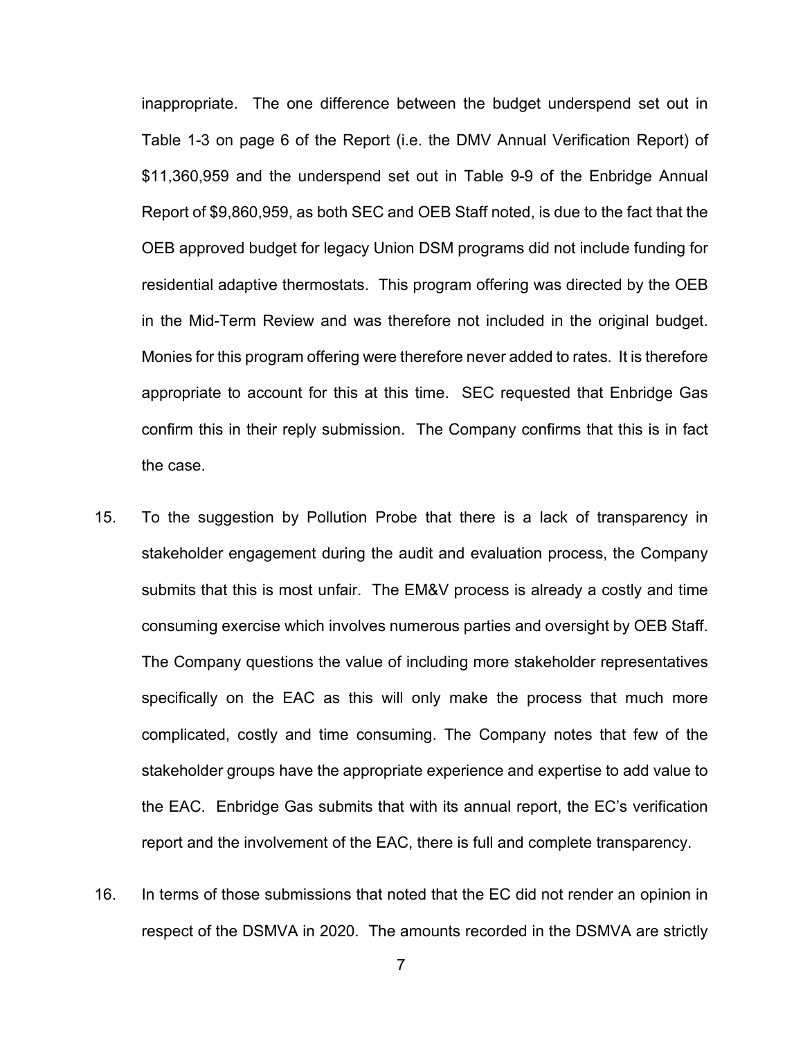inappropriate. The one difference between the budget underspend set out in Table 1-3 on page 6 of the Report (i.e. the DMV Annual Verification Report) of $11,360,959 and the underspend set out in Table 9-9 of the Enbridge Annual Report of $9,860,959, as both SEC and OEB Staff noted, is due to the fact that the OEB approved budget for legacy Union DSM programs did not include funding for residential adaptive thermostats. This program offering was directed by the OEB in the Mid-Term Review and was therefore not included in the original budget. Monies for this program offering were therefore never added to rates. It is therefore appropriate to account for this at this time. SEC requested that Enbridge Gas confirm this in their reply submission. The Company confirms that this is in fact the case.

15. To the suggestion by Pollution Probe that there is a lack of transparency in stakeholder engagement during the audit and evaluation process, the Company submits that this is most unfair. The EM&V process is already a costly and time consuming exercise which involves numerous parties and oversight by OEB Staff. The Company questions the value of including more stakeholder representatives specifically on the EAC as this will only make the process that much more complicated, costly and time consuming. The Company notes that few of the stakeholder groups have the appropriate experience and expertise to add value to the EAC. Enbridge Gas submits that with its annual report, the EC's verification report and the involvement of the EAC, there is full and complete transparency.

16. In terms of those submissions that noted that the EC did not render an opinion in respect of the DSMVA in 2020. The amounts recorded in the DSMVA are strictly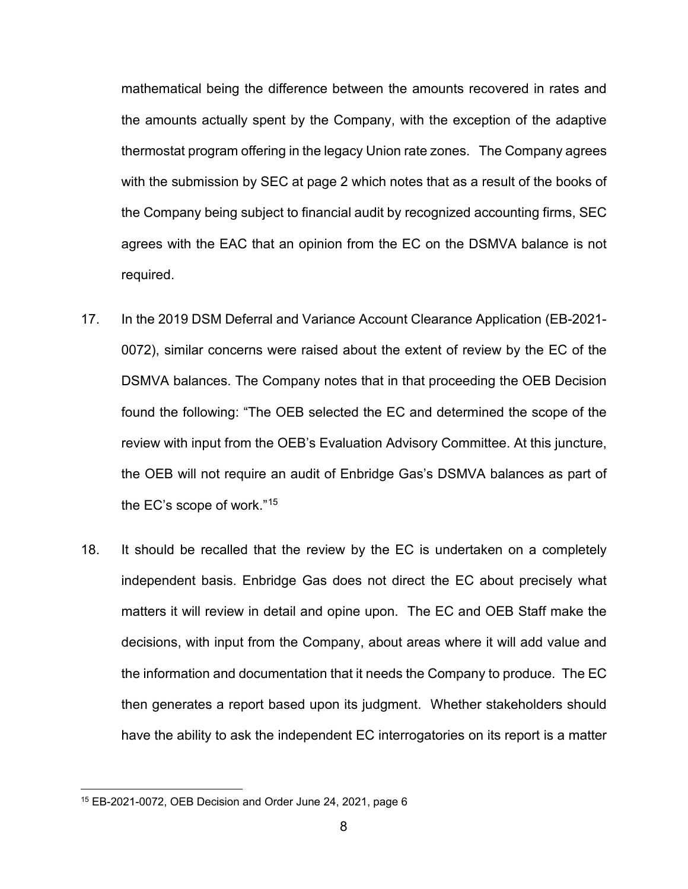mathematical being the difference between the amounts recovered in rates and the amounts actually spent by the Company, with the exception of the adaptive thermostat program offering in the legacy Union rate zones. The Company agrees with the submission by SEC at page 2 which notes that as a result of the books of the Company being subject to financial audit by recognized accounting firms, SEC agrees with the EAC that an opinion from the EC on the DSMVA balance is not required.

17. In the 2019 DSM Deferral and Variance Account Clearance Application (EB-2021-0072), similar concerns were raised about the extent of review by the EC of the DSMVA balances. The Company notes that in that proceeding the OEB Decision found the following: "The OEB selected the EC and determined the scope of the review with input from the OEB's Evaluation Advisory Committee. At this juncture, the OEB will not require an audit of Enbridge Gas's DSMVA balances as part of the EC's scope of work."[15]

18. It should be recalled that the review by the EC is undertaken on a completely independent basis. Enbridge Gas does not direct the EC about precisely what matters it will review in detail and opine upon. The EC and OEB Staff make the decisions, with input from the Company, about areas where it will add value and the information and documentation that it needs the Company to produce. The EC then generates a report based upon its judgment. Whether stakeholders should have the ability to ask the independent EC interrogatories on its report is a matter

[15] EB-2021-0072, OEB Decision and Order June 24, 2021, page 6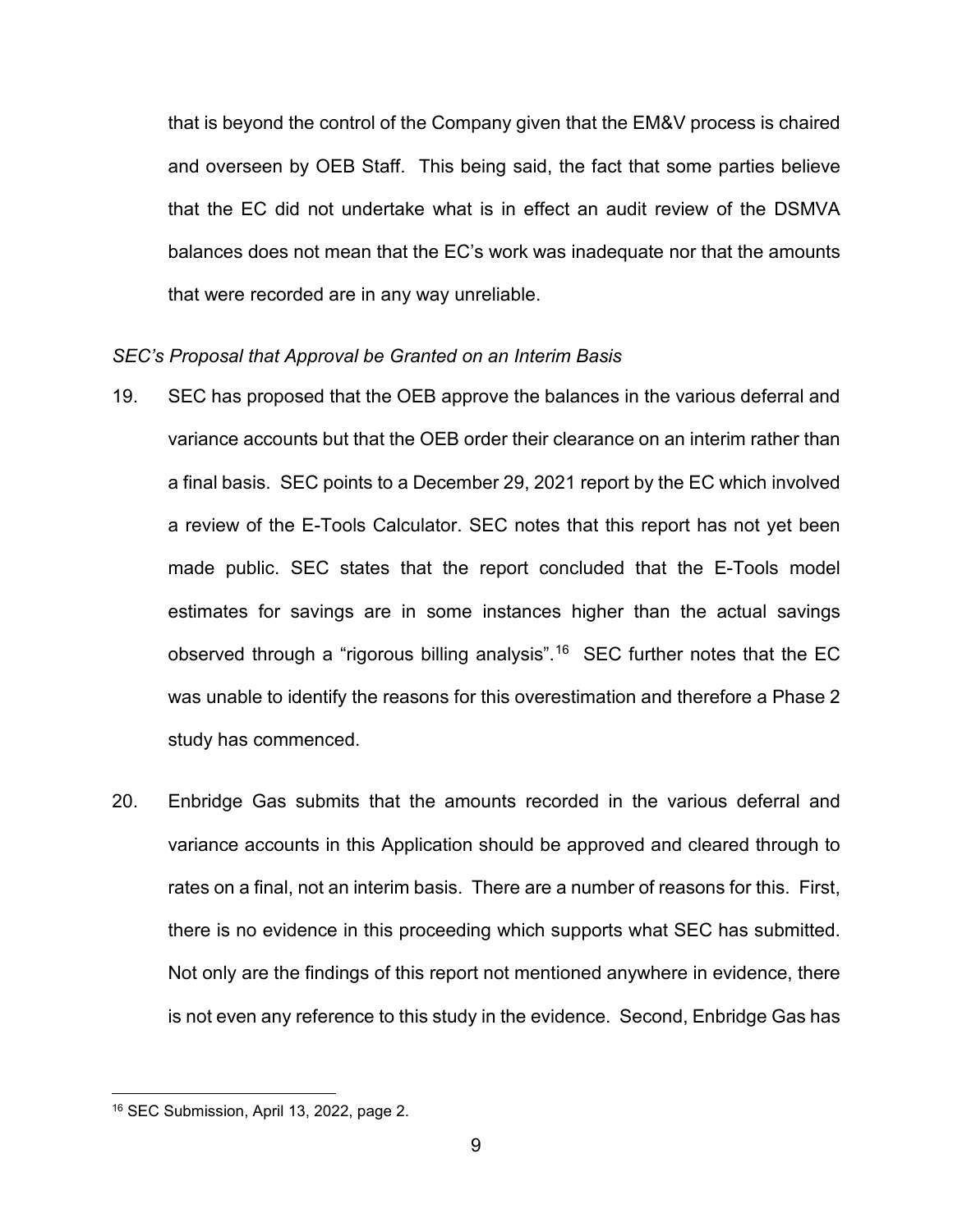that is beyond the control of the Company given that the EM&V process is chaired and overseen by OEB Staff. This being said, the fact that some parties believe that the EC did not undertake what is in effect an audit review of the DSMVA balances does not mean that the EC's work was inadequate nor that the amounts that were recorded are in any way unreliable.

*SEC's Proposal that Approval be Granted on an Interim Basis*

19. SEC has proposed that the OEB approve the balances in the various deferral and variance accounts but that the OEB order their clearance on an interim rather than a final basis. SEC points to a December 29, 2021 report by the EC which involved a review of the E-Tools Calculator. SEC notes that this report has not yet been made public. SEC states that the report concluded that the E-Tools model estimates for savings are in some instances higher than the actual savings observed through a "rigorous billing analysis".[16] SEC further notes that the EC was unable to identify the reasons for this overestimation and therefore a Phase 2 study has commenced.

20. Enbridge Gas submits that the amounts recorded in the various deferral and variance accounts in this Application should be approved and cleared through to rates on a final, not an interim basis. There are a number of reasons for this. First, there is no evidence in this proceeding which supports what SEC has submitted. Not only are the findings of this report not mentioned anywhere in evidence, there is not even any reference to this study in the evidence. Second, Enbridge Gas has

[16] SEC Submission, April 13, 2022, page 2.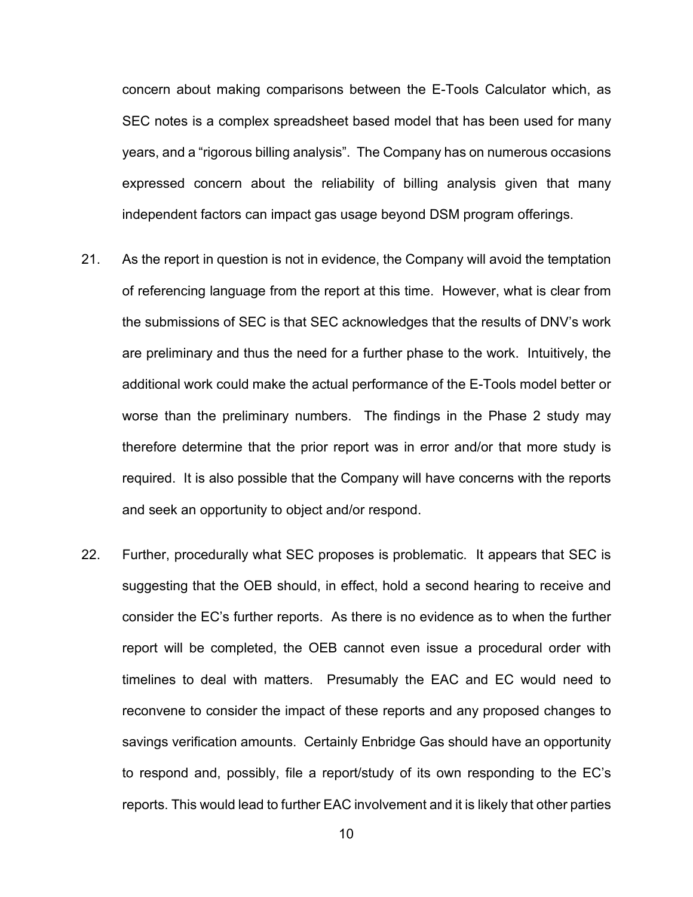concern about making comparisons between the E-Tools Calculator which, as SEC notes is a complex spreadsheet based model that has been used for many years, and a "rigorous billing analysis". The Company has on numerous occasions expressed concern about the reliability of billing analysis given that many independent factors can impact gas usage beyond DSM program offerings.

21. As the report in question is not in evidence, the Company will avoid the temptation of referencing language from the report at this time. However, what is clear from the submissions of SEC is that SEC acknowledges that the results of DNV's work are preliminary and thus the need for a further phase to the work. Intuitively, the additional work could make the actual performance of the E-Tools model better or worse than the preliminary numbers. The findings in the Phase 2 study may therefore determine that the prior report was in error and/or that more study is required. It is also possible that the Company will have concerns with the reports and seek an opportunity to object and/or respond.

22. Further, procedurally what SEC proposes is problematic. It appears that SEC is suggesting that the OEB should, in effect, hold a second hearing to receive and consider the EC's further reports. As there is no evidence as to when the further report will be completed, the OEB cannot even issue a procedural order with timelines to deal with matters. Presumably the EAC and EC would need to reconvene to consider the impact of these reports and any proposed changes to savings verification amounts. Certainly Enbridge Gas should have an opportunity to respond and, possibly, file a report/study of its own responding to the EC's reports. This would lead to further EAC involvement and it is likely that other parties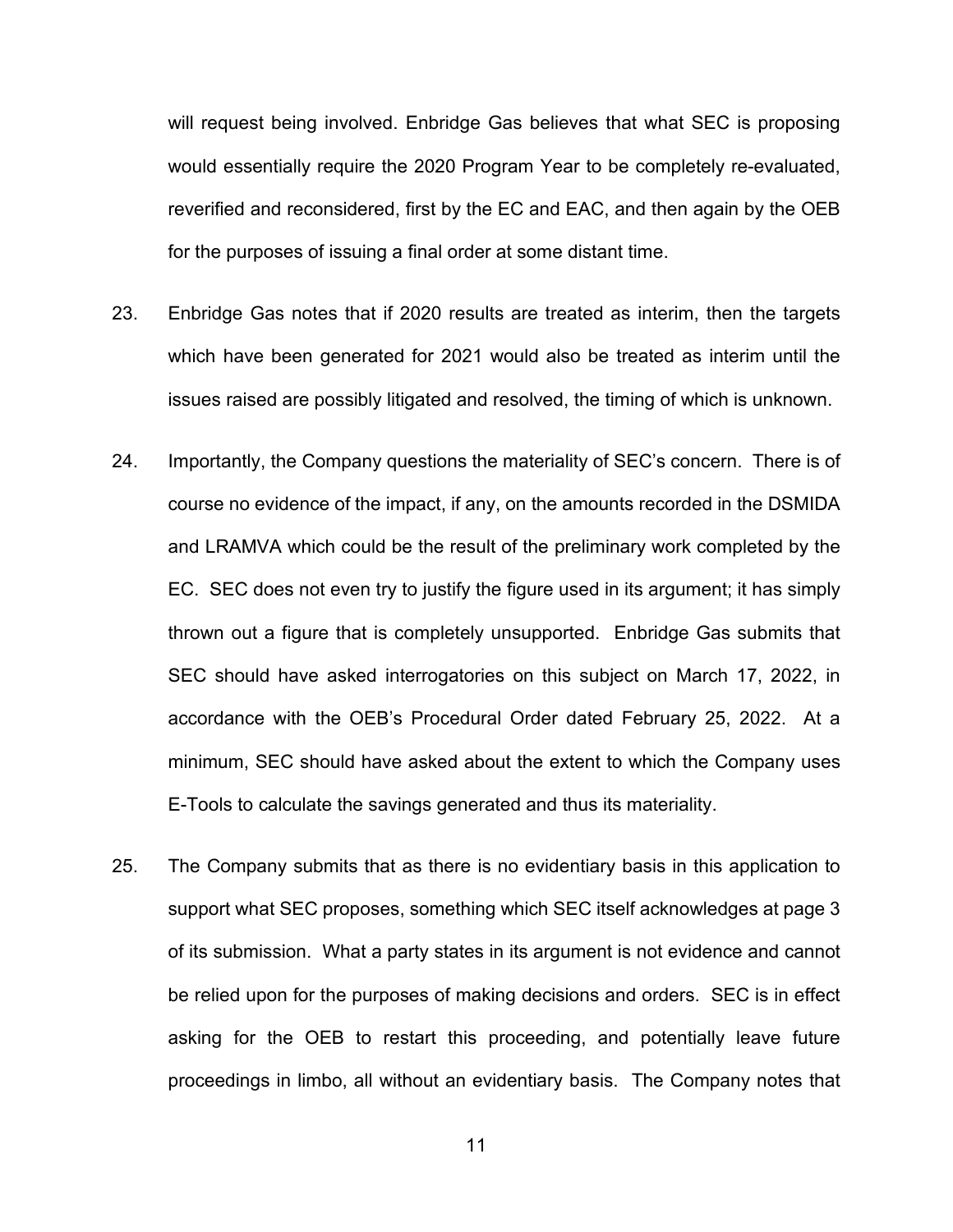will request being involved. Enbridge Gas believes that what SEC is proposing would essentially require the 2020 Program Year to be completely re-evaluated, reverified and reconsidered, first by the EC and EAC, and then again by the OEB for the purposes of issuing a final order at some distant time.

23. Enbridge Gas notes that if 2020 results are treated as interim, then the targets which have been generated for 2021 would also be treated as interim until the issues raised are possibly litigated and resolved, the timing of which is unknown.

24. Importantly, the Company questions the materiality of SEC's concern. There is of course no evidence of the impact, if any, on the amounts recorded in the DSMIDA and LRAMVA which could be the result of the preliminary work completed by the EC. SEC does not even try to justify the figure used in its argument; it has simply thrown out a figure that is completely unsupported. Enbridge Gas submits that SEC should have asked interrogatories on this subject on March 17, 2022, in accordance with the OEB's Procedural Order dated February 25, 2022. At a minimum, SEC should have asked about the extent to which the Company uses E-Tools to calculate the savings generated and thus its materiality.

25. The Company submits that as there is no evidentiary basis in this application to support what SEC proposes, something which SEC itself acknowledges at page 3 of its submission. What a party states in its argument is not evidence and cannot be relied upon for the purposes of making decisions and orders. SEC is in effect asking for the OEB to restart this proceeding, and potentially leave future proceedings in limbo, all without an evidentiary basis. The Company notes that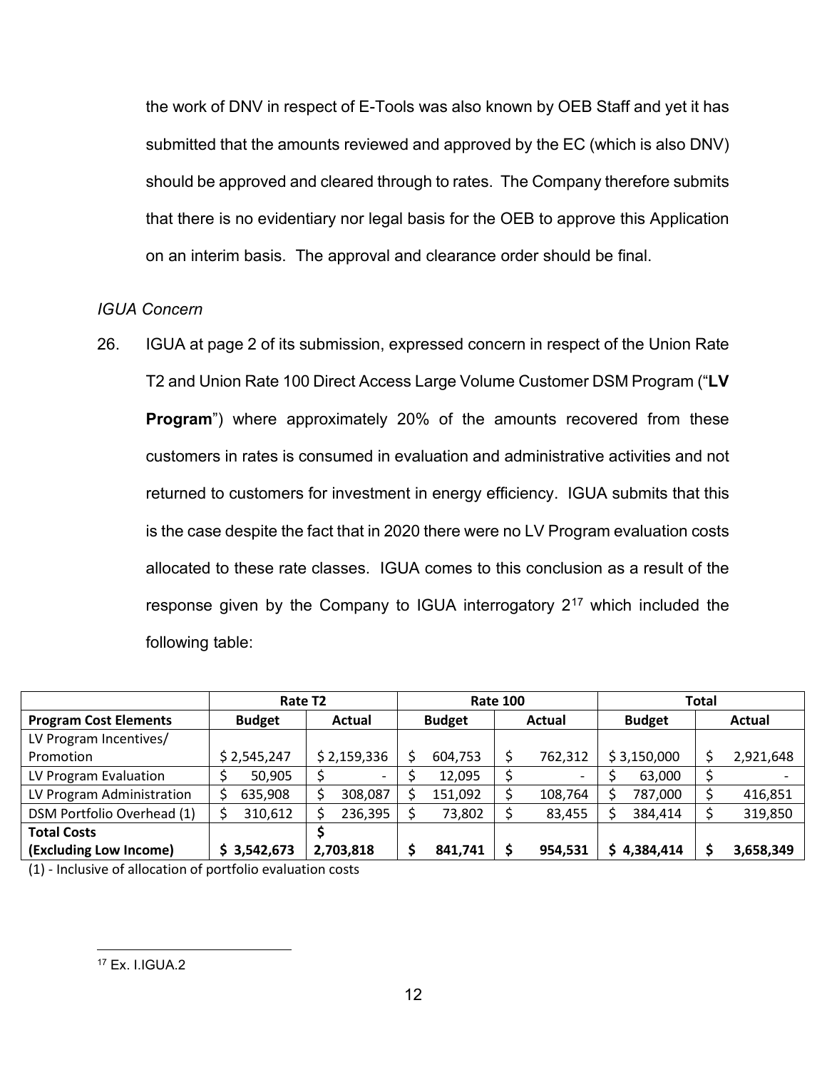the work of DNV in respect of E-Tools was also known by OEB Staff and yet it has submitted that the amounts reviewed and approved by the EC (which is also DNV) should be approved and cleared through to rates. The Company therefore submits that there is no evidentiary nor legal basis for the OEB to approve this Application on an interim basis. The approval and clearance order should be final.

*IGUA Concern*

26. IGUA at page 2 of its submission, expressed concern in respect of the Union Rate T2 and Union Rate 100 Direct Access Large Volume Customer DSM Program ("**LV Program**") where approximately 20% of the amounts recovered from these customers in rates is consumed in evaluation and administrative activities and not returned to customers for investment in energy efficiency. IGUA submits that this is the case despite the fact that in 2020 there were no LV Program evaluation costs allocated to these rate classes. IGUA comes to this conclusion as a result of the response given by the Company to IGUA interrogatory 2[17] which included the following table:

| | Rate T2 | | Rate 100 | | Total | |
|---|---|---|---|---|---|---|
| **Program Cost Elements** | **Budget** | **Actual** | **Budget** | **Actual** | **Budget** | **Actual** |
| LV Program Incentives/ Promotion | $ 2,545,247 | $ 2,159,336 | $ 604,753 | $ 762,312 | $ 3,150,000 | $ 2,921,648 |
| LV Program Evaluation | $ 50,905 | $ - | $ 12,095 | $ - | $ 63,000 | $ - |
| LV Program Administration | $ 635,908 | $ 308,087 | $ 151,092 | $ 108,764 | $ 787,000 | $ 416,851 |
| DSM Portfolio Overhead (1) | $ 310,612 | $ 236,395 | $ 73,802 | $ 83,455 | $ 384,414 | $ 319,850 |
| **Total Costs (Excluding Low Income)** | **$ 3,542,673** | **$ 2,703,818** | **$ 841,741** | **$ 954,531** | **$ 4,384,414** | **$ 3,658,349** |

(1) - Inclusive of allocation of portfolio evaluation costs

[17] Ex. I.IGUA.2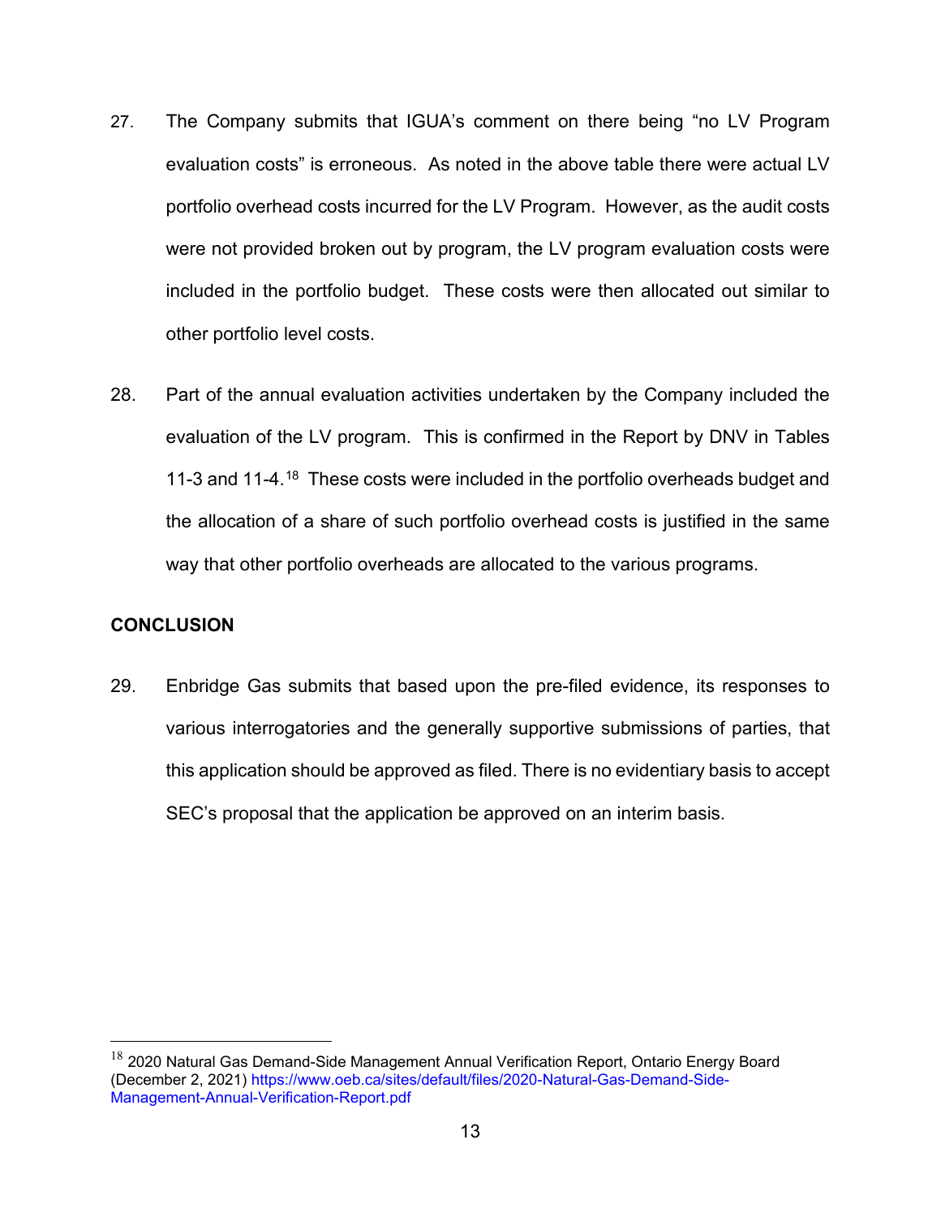27. The Company submits that IGUA's comment on there being "no LV Program evaluation costs" is erroneous. As noted in the above table there were actual LV portfolio overhead costs incurred for the LV Program. However, as the audit costs were not provided broken out by program, the LV program evaluation costs were included in the portfolio budget. These costs were then allocated out similar to other portfolio level costs.

28. Part of the annual evaluation activities undertaken by the Company included the evaluation of the LV program. This is confirmed in the Report by DNV in Tables 11-3 and 11-4.[18] These costs were included in the portfolio overheads budget and the allocation of a share of such portfolio overhead costs is justified in the same way that other portfolio overheads are allocated to the various programs.

**CONCLUSION**

29. Enbridge Gas submits that based upon the pre-filed evidence, its responses to various interrogatories and the generally supportive submissions of parties, that this application should be approved as filed. There is no evidentiary basis to accept SEC's proposal that the application be approved on an interim basis.

---

[18] 2020 Natural Gas Demand-Side Management Annual Verification Report, Ontario Energy Board (December 2, 2021) https://www.oeb.ca/sites/default/files/2020-Natural-Gas-Demand-Side-Management-Annual-Verification-Report.pdf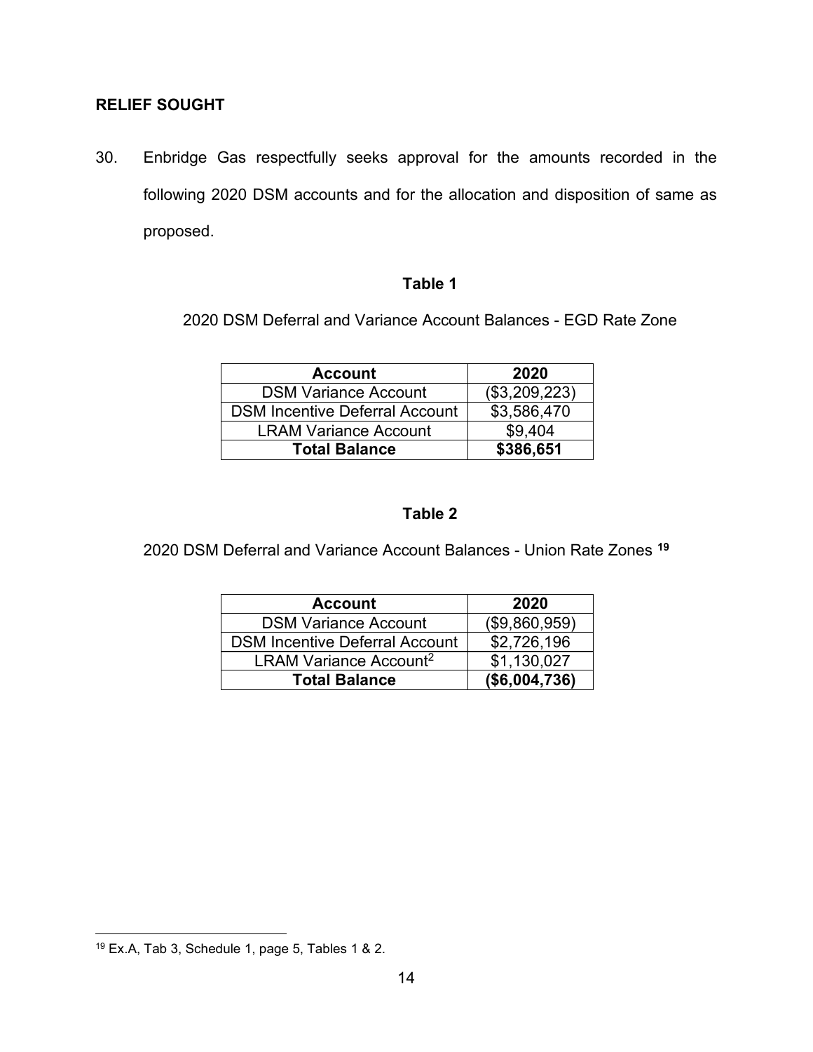## RELIEF SOUGHT

30. Enbridge Gas respectfully seeks approval for the amounts recorded in the following 2020 DSM accounts and for the allocation and disposition of same as proposed.

**Table 1**

2020 DSM Deferral and Variance Account Balances - EGD Rate Zone

| Account | 2020 |
|---|---|
| DSM Variance Account | ($3,209,223) |
| DSM Incentive Deferral Account | $3,586,470 |
| LRAM Variance Account | $9,404 |
| **Total Balance** | **$386,651** |

**Table 2**

2020 DSM Deferral and Variance Account Balances - Union Rate Zones [19]

| Account | 2020 |
|---|---|
| DSM Variance Account | ($9,860,959) |
| DSM Incentive Deferral Account | $2,726,196 |
| LRAM Variance Account[2] | $1,130,027 |
| **Total Balance** | **($6,004,736)** |

[19] Ex.A, Tab 3, Schedule 1, page 5, Tables 1 & 2.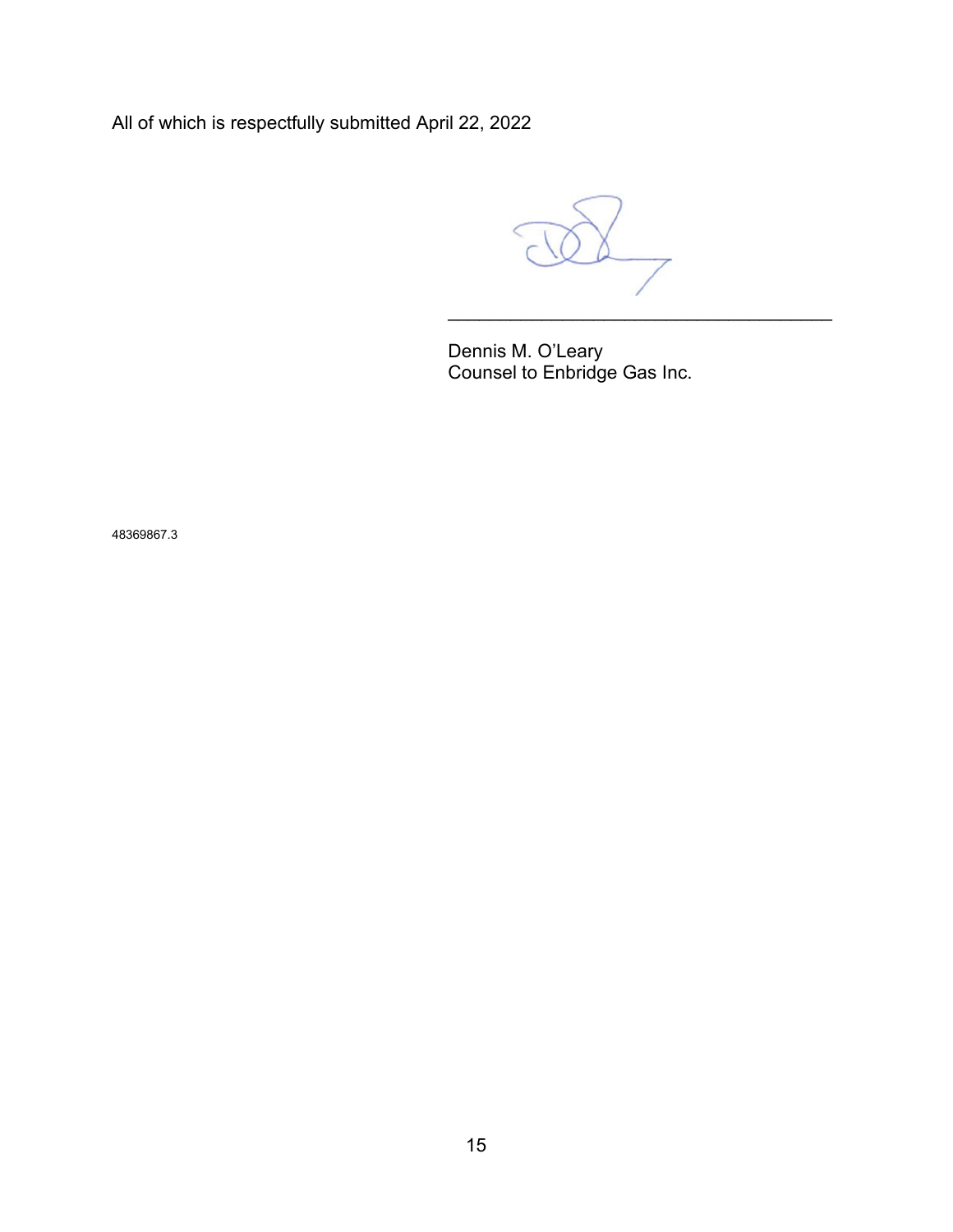All of which is respectfully submitted April 22, 2022

\_\_\_\_\_\_\_\_\_\_\_\_\_\_\_\_\_\_\_\_\_\_\_\_\_\_\_\_\_\_\_\_\_\_\_\_

Dennis M. O'Leary
Counsel to Enbridge Gas Inc.

48369867.3